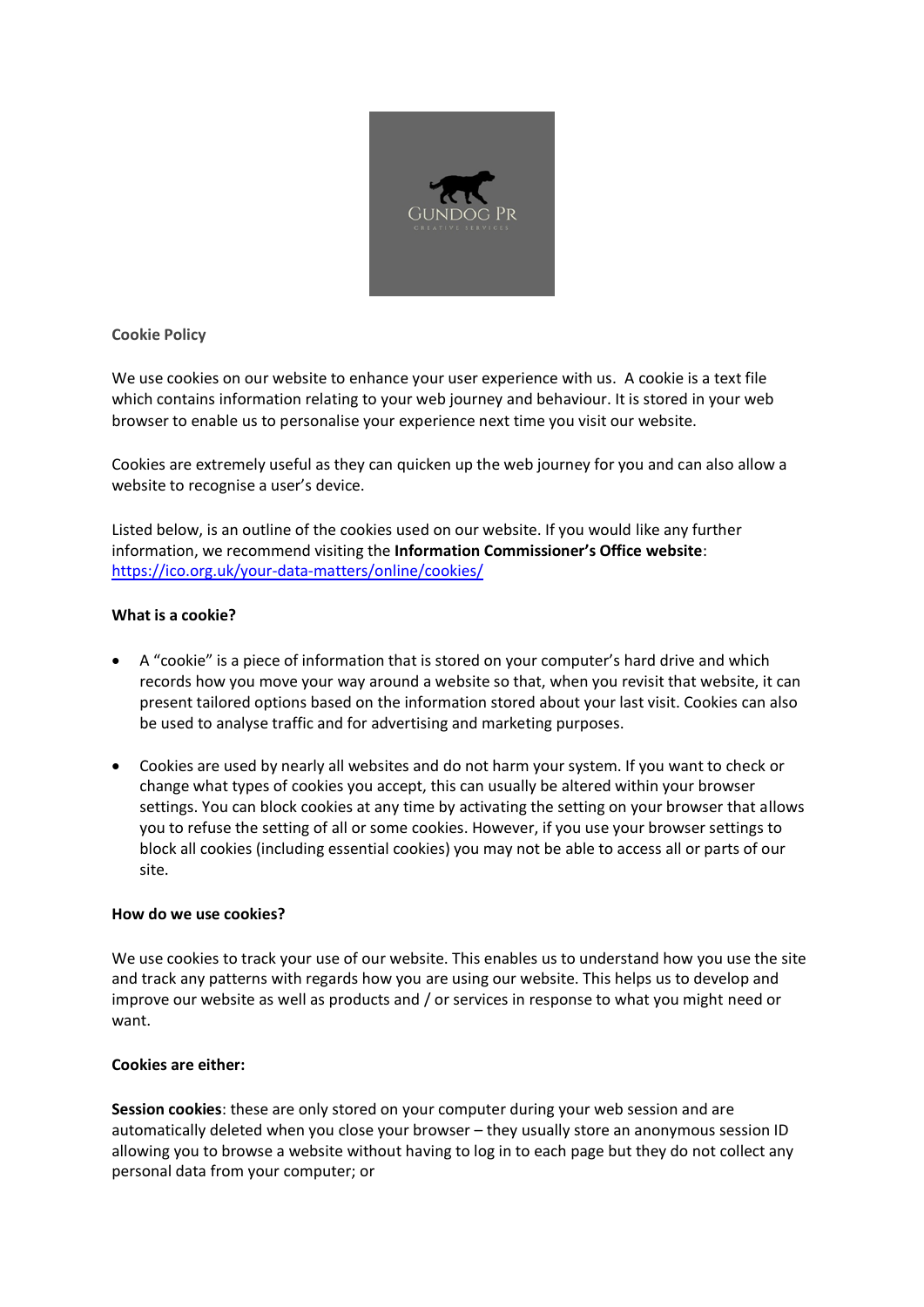**Cookie Policy**

We use cookies on our website to enhance your user experience with us. A cookie is a text file which contains information relating to your web journey and behaviour. It is stored in your web browser to enable us to personalise your experience next time you visit our website.

Cookies are extremely useful as they can quicken up the web journey for you and can also allow a website to recognise a user's device.

Listed below, is an outline of the cookies used on our website. If you would like any further information, we recommend visiting the **Information Commissioner's Office website**: https://ico.org.uk/your-data-matters/online/cookies/

**What is a cookie?**

- A "cookie" is a piece of information that is stored on your computer's hard drive and which records how you move your way around a website so that, when you revisit that website, it can present tailored options based on the information stored about your last visit. Cookies can also be used to analyse traffic and for advertising and marketing purposes.

- Cookies are used by nearly all websites and do not harm your system. If you want to check or change what types of cookies you accept, this can usually be altered within your browser settings. You can block cookies at any time by activating the setting on your browser that allows you to refuse the setting of all or some cookies. However, if you use your browser settings to block all cookies (including essential cookies) you may not be able to access all or parts of our site.

**How do we use cookies?**

We use cookies to track your use of our website. This enables us to understand how you use the site and track any patterns with regards how you are using our website. This helps us to develop and improve our website as well as products and / or services in response to what you might need or want.

**Cookies are either:**

**Session cookies**: these are only stored on your computer during your web session and are automatically deleted when you close your browser – they usually store an anonymous session ID allowing you to browse a website without having to log in to each page but they do not collect any personal data from your computer; or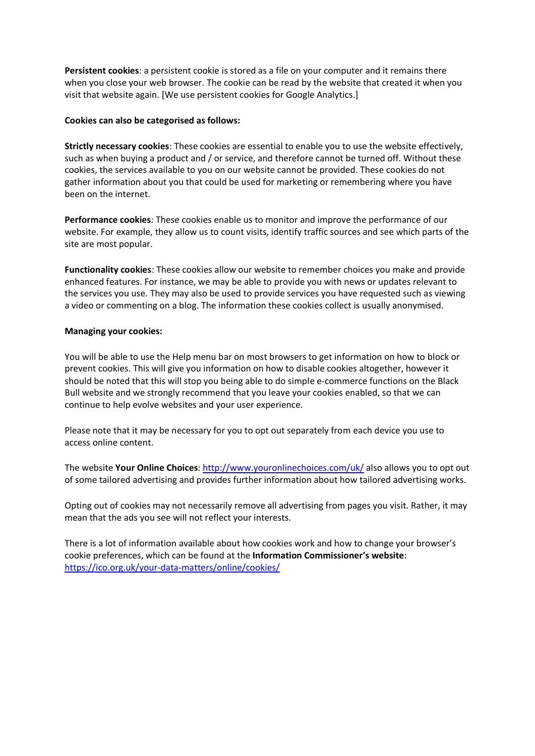**Persistent cookies**: a persistent cookie is stored as a file on your computer and it remains there when you close your web browser. The cookie can be read by the website that created it when you visit that website again. [We use persistent cookies for Google Analytics.]

**Cookies can also be categorised as follows:**

**Strictly necessary cookies**: These cookies are essential to enable you to use the website effectively, such as when buying a product and / or service, and therefore cannot be turned off. Without these cookies, the services available to you on our website cannot be provided. These cookies do not gather information about you that could be used for marketing or remembering where you have been on the internet.

**Performance cookies**: These cookies enable us to monitor and improve the performance of our website. For example, they allow us to count visits, identify traffic sources and see which parts of the site are most popular.

**Functionality cookies**: These cookies allow our website to remember choices you make and provide enhanced features. For instance, we may be able to provide you with news or updates relevant to the services you use. They may also be used to provide services you have requested such as viewing a video or commenting on a blog. The information these cookies collect is usually anonymised.

**Managing your cookies:**

You will be able to use the Help menu bar on most browsers to get information on how to block or prevent cookies. This will give you information on how to disable cookies altogether, however it should be noted that this will stop you being able to do simple e-commerce functions on the Black Bull website and we strongly recommend that you leave your cookies enabled, so that we can continue to help evolve websites and your user experience.

Please note that it may be necessary for you to opt out separately from each device you use to access online content.

The website **Your Online Choices**: [http://www.youronlinechoices.com/uk/](http://www.youronlinechoices.com/uk/) also allows you to opt out of some tailored advertising and provides further information about how tailored advertising works.

Opting out of cookies may not necessarily remove all advertising from pages you visit. Rather, it may mean that the ads you see will not reflect your interests.

There is a lot of information available about how cookies work and how to change your browser's cookie preferences, which can be found at the **Information Commissioner's website**: [https://ico.org.uk/your-data-matters/online/cookies/](https://ico.org.uk/your-data-matters/online/cookies/)